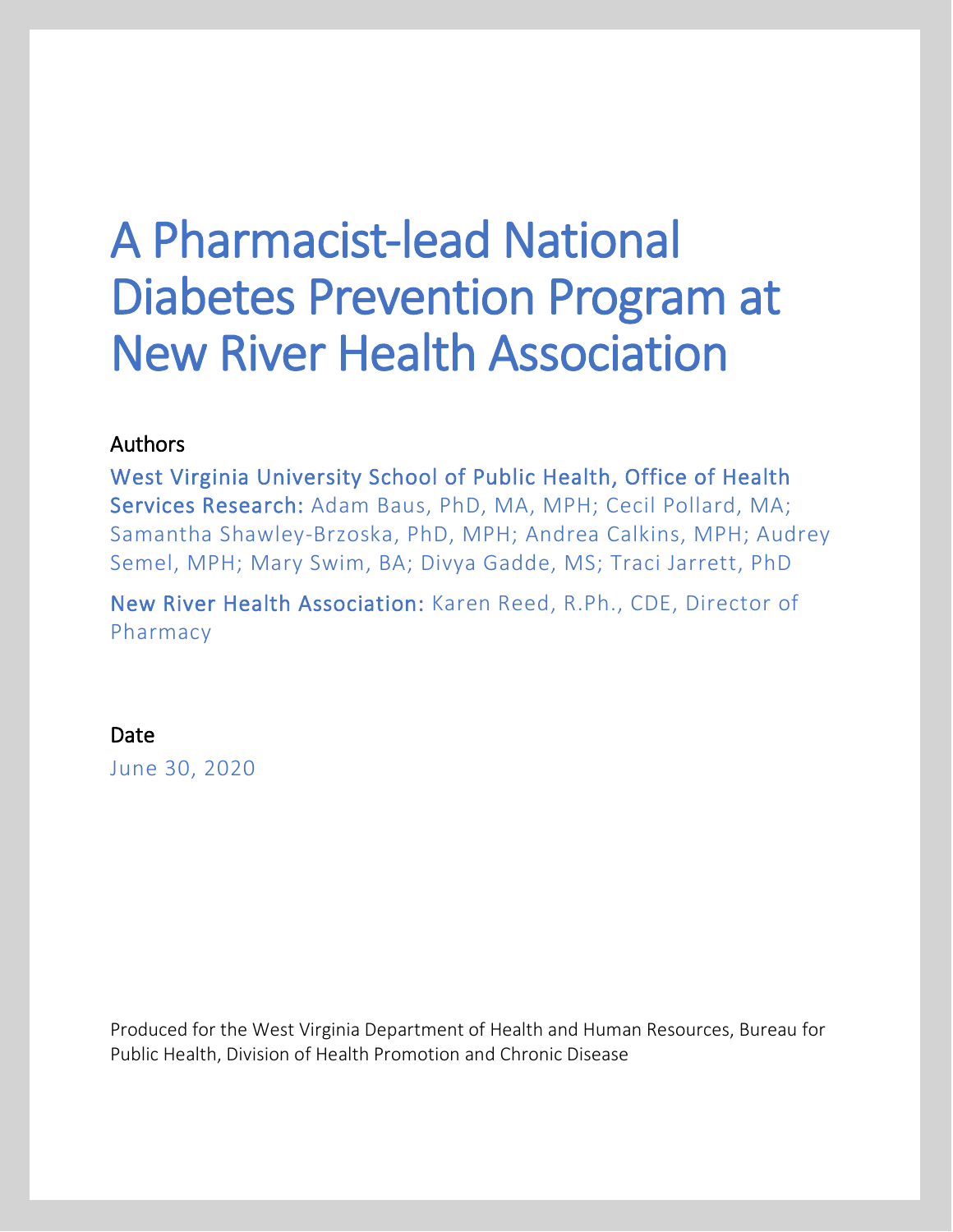# A Pharmacist-lead National Diabetes Prevention Program at New River Health Association

## Authors

**West Virginia University School of Public Health, Office of Health Services Research:** Adam Baus, PhD, MA, MPH; Cecil Pollard, MA; Samantha Shawley-Brzoska, PhD, MPH; Andrea Calkins, MPH; Audrey Semel, MPH; Mary Swim, BA; Divya Gadde, MS; Traci Jarrett, PhD

**New River Health Association:** Karen Reed, R.Ph., CDE, Director of Pharmacy

## Date

June 30, 2020

Produced for the West Virginia Department of Health and Human Resources, Bureau for Public Health, Division of Health Promotion and Chronic Disease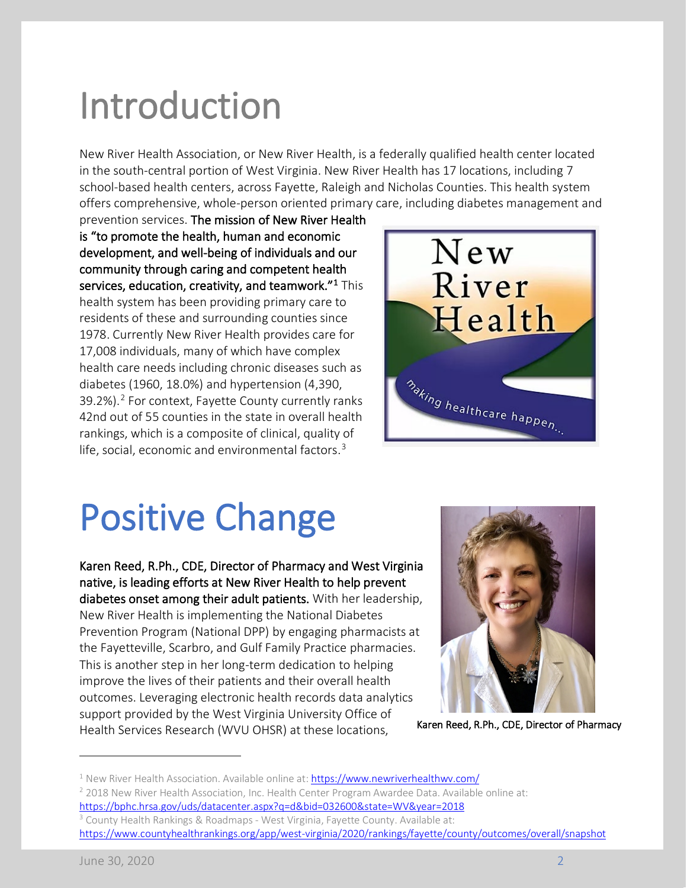# Introduction

New River Health Association, or New River Health, is a federally qualified health center located in the south-central portion of West Virginia. New River Health has 17 locations, including 7 school-based health centers, across Fayette, Raleigh and Nicholas Counties. This health system offers comprehensive, whole-person oriented primary care, including diabetes management and prevention services. **The mission of New River Health is "to promote the health, human and economic development, and well-being of individuals and our community through caring and competent health services, education, creativity, and teamwork."[1]** This health system has been providing primary care to residents of these and surrounding counties since 1978. Currently New River Health provides care for 17,008 individuals, many of which have complex health care needs including chronic diseases such as diabetes (1960, 18.0%) and hypertension (4,390, 39.2%).[2] For context, Fayette County currently ranks 42nd out of 55 counties in the state in overall health rankings, which is a composite of clinical, quality of life, social, economic and environmental factors.[3]

# Positive Change

**Karen Reed, R.Ph., CDE, Director of Pharmacy and West Virginia native, is leading efforts at New River Health to help prevent diabetes onset among their adult patients.** With her leadership, New River Health is implementing the National Diabetes Prevention Program (National DPP) by engaging pharmacists at the Fayetteville, Scarbro, and Gulf Family Practice pharmacies. This is another step in her long-term dedication to helping improve the lives of their patients and their overall health outcomes. Leveraging electronic health records data analytics support provided by the West Virginia University Office of Health Services Research (WVU OHSR) at these locations,

Karen Reed, R.Ph., CDE, Director of Pharmacy

---

[1] New River Health Association. Available online at: https://www.newriverhealthwv.com/

[2] 2018 New River Health Association, Inc. Health Center Program Awardee Data. Available online at: https://bphc.hrsa.gov/uds/datacenter.aspx?q=d&bid=032600&state=WV&year=2018

[3] County Health Rankings & Roadmaps - West Virginia, Fayette County. Available at: https://www.countyhealthrankings.org/app/west-virginia/2020/rankings/fayette/county/outcomes/overall/snapshot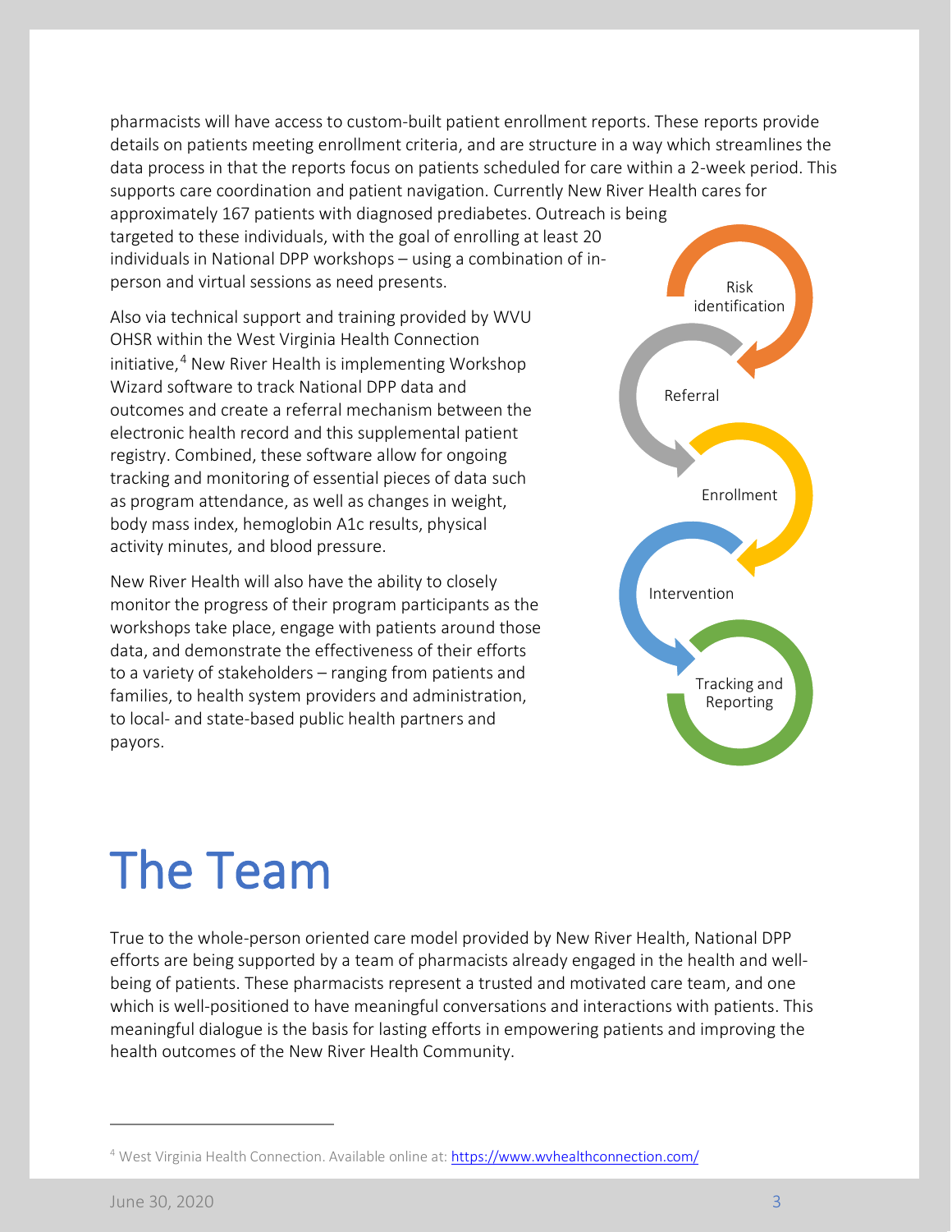pharmacists will have access to custom-built patient enrollment reports. These reports provide details on patients meeting enrollment criteria, and are structure in a way which streamlines the data process in that the reports focus on patients scheduled for care within a 2-week period. This supports care coordination and patient navigation. Currently New River Health cares for approximately 167 patients with diagnosed prediabetes. Outreach is being targeted to these individuals, with the goal of enrolling at least 20 individuals in National DPP workshops – using a combination of in-person and virtual sessions as need presents.

Also via technical support and training provided by WVU OHSR within the West Virginia Health Connection initiative,[4] New River Health is implementing Workshop Wizard software to track National DPP data and outcomes and create a referral mechanism between the electronic health record and this supplemental patient registry. Combined, these software allow for ongoing tracking and monitoring of essential pieces of data such as program attendance, as well as changes in weight, body mass index, hemoglobin A1c results, physical activity minutes, and blood pressure.

New River Health will also have the ability to closely monitor the progress of their program participants as the workshops take place, engage with patients around those data, and demonstrate the effectiveness of their efforts to a variety of stakeholders – ranging from patients and families, to health system providers and administration, to local- and state-based public health partners and payors.

Risk identification → Referral → Enrollment → Intervention → Tracking and Reporting

# The Team

True to the whole-person oriented care model provided by New River Health, National DPP efforts are being supported by a team of pharmacists already engaged in the health and well-being of patients. These pharmacists represent a trusted and motivated care team, and one which is well-positioned to have meaningful conversations and interactions with patients. This meaningful dialogue is the basis for lasting efforts in empowering patients and improving the health outcomes of the New River Health Community.

[4] West Virginia Health Connection. Available online at: https://www.wvhealthconnection.com/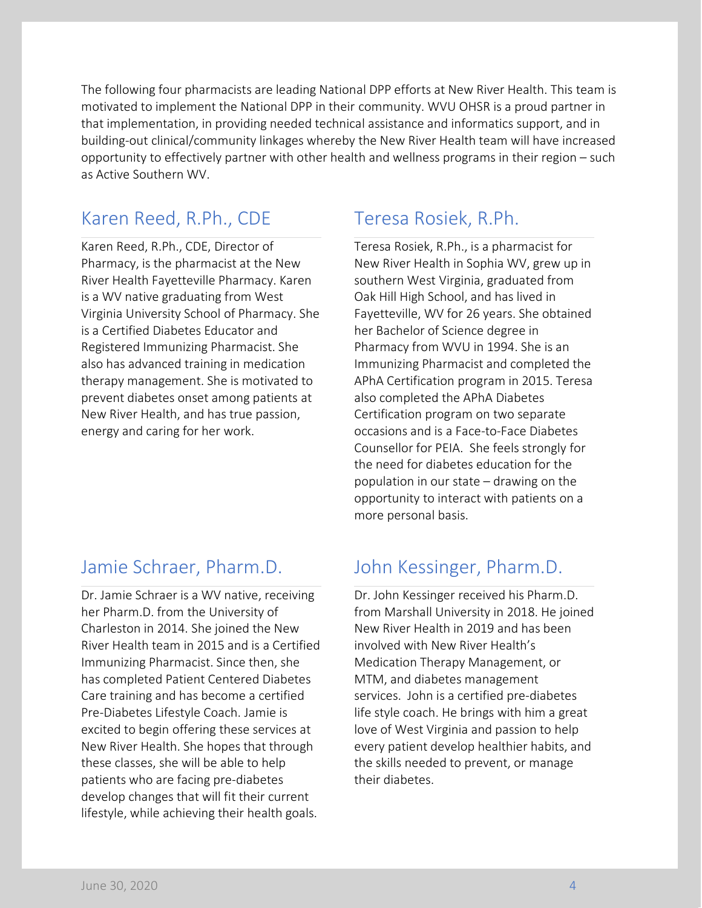The following four pharmacists are leading National DPP efforts at New River Health. This team is motivated to implement the National DPP in their community. WVU OHSR is a proud partner in that implementation, in providing needed technical assistance and informatics support, and in building-out clinical/community linkages whereby the New River Health team will have increased opportunity to effectively partner with other health and wellness programs in their region – such as Active Southern WV.

## Karen Reed, R.Ph., CDE

Karen Reed, R.Ph., CDE, Director of Pharmacy, is the pharmacist at the New River Health Fayetteville Pharmacy. Karen is a WV native graduating from West Virginia University School of Pharmacy. She is a Certified Diabetes Educator and Registered Immunizing Pharmacist. She also has advanced training in medication therapy management. She is motivated to prevent diabetes onset among patients at New River Health, and has true passion, energy and caring for her work.

## Teresa Rosiek, R.Ph.

Teresa Rosiek, R.Ph., is a pharmacist for New River Health in Sophia WV, grew up in southern West Virginia, graduated from Oak Hill High School, and has lived in Fayetteville, WV for 26 years. She obtained her Bachelor of Science degree in Pharmacy from WVU in 1994. She is an Immunizing Pharmacist and completed the APhA Certification program in 2015. Teresa also completed the APhA Diabetes Certification program on two separate occasions and is a Face-to-Face Diabetes Counsellor for PEIA. She feels strongly for the need for diabetes education for the population in our state – drawing on the opportunity to interact with patients on a more personal basis.

## Jamie Schraer, Pharm.D.

Dr. Jamie Schraer is a WV native, receiving her Pharm.D. from the University of Charleston in 2014. She joined the New River Health team in 2015 and is a Certified Immunizing Pharmacist. Since then, she has completed Patient Centered Diabetes Care training and has become a certified Pre-Diabetes Lifestyle Coach. Jamie is excited to begin offering these services at New River Health. She hopes that through these classes, she will be able to help patients who are facing pre-diabetes develop changes that will fit their current lifestyle, while achieving their health goals.

## John Kessinger, Pharm.D.

Dr. John Kessinger received his Pharm.D. from Marshall University in 2018. He joined New River Health in 2019 and has been involved with New River Health's Medication Therapy Management, or MTM, and diabetes management services. John is a certified pre-diabetes life style coach. He brings with him a great love of West Virginia and passion to help every patient develop healthier habits, and the skills needed to prevent, or manage their diabetes.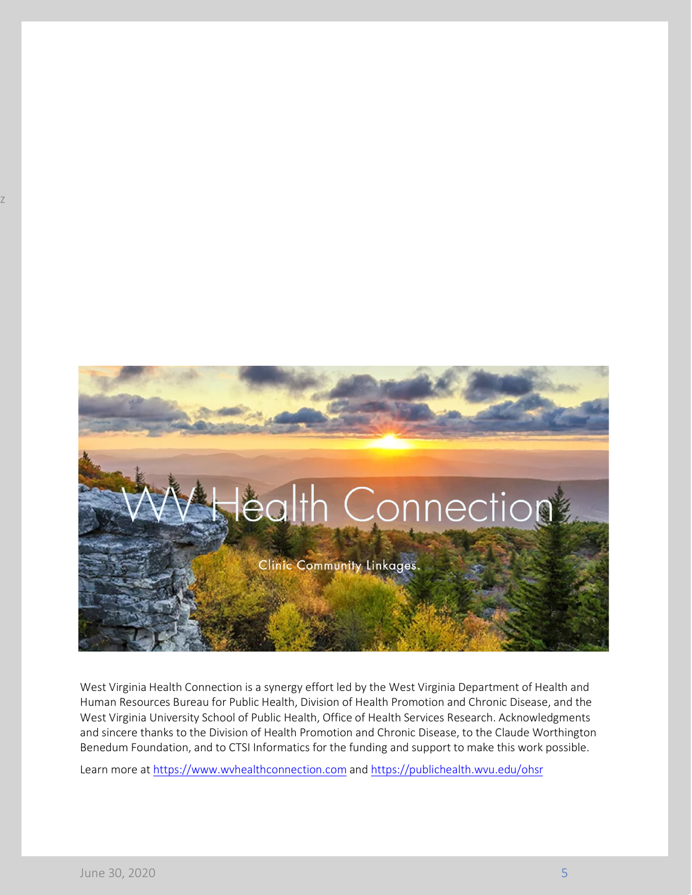WV Health Connection

Clinic Community Linkages.

West Virginia Health Connection is a synergy effort led by the West Virginia Department of Health and Human Resources Bureau for Public Health, Division of Health Promotion and Chronic Disease, and the West Virginia University School of Public Health, Office of Health Services Research. Acknowledgments and sincere thanks to the Division of Health Promotion and Chronic Disease, to the Claude Worthington Benedum Foundation, and to CTSI Informatics for the funding and support to make this work possible.

Learn more at https://www.wvhealthconnection.com and https://publichealth.wvu.edu/ohsr